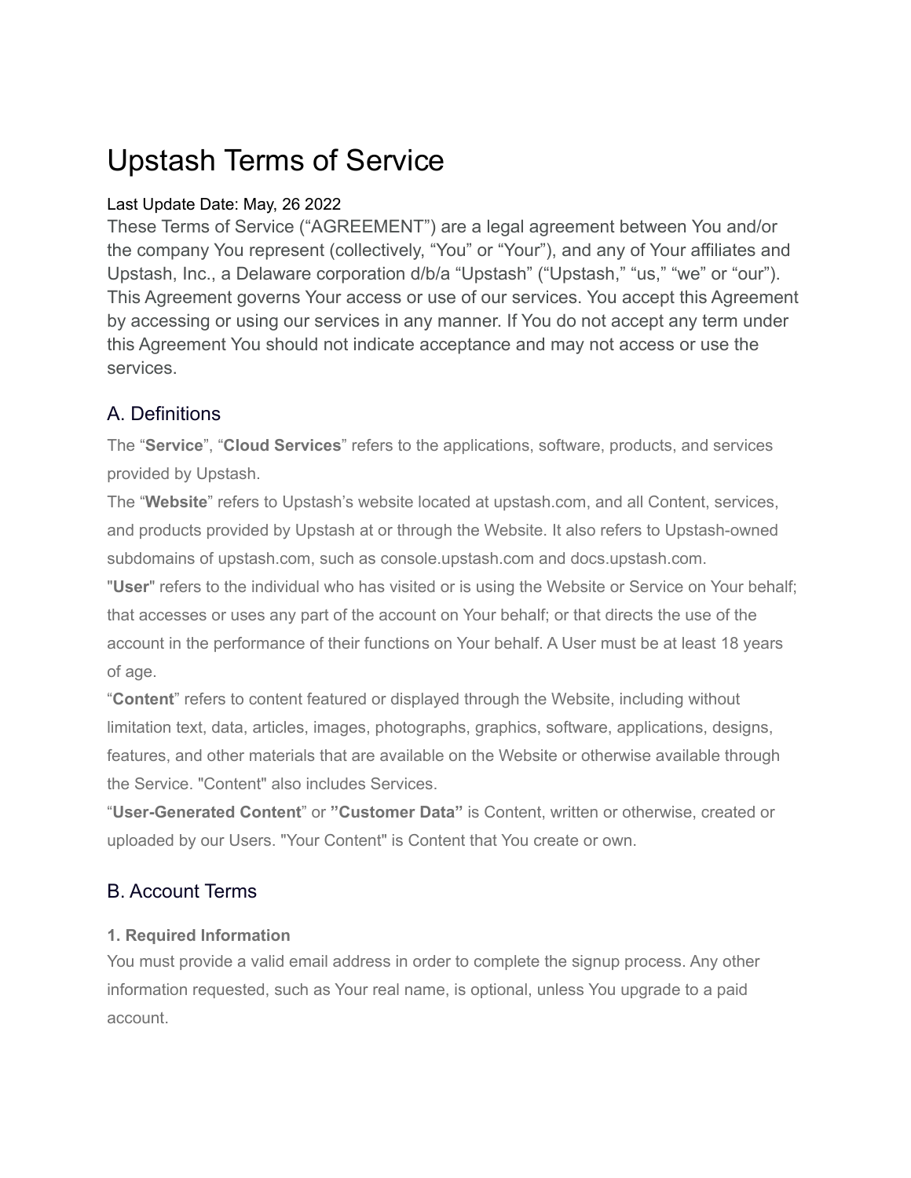# Upstash Terms of Service

Last Update Date: May, 26 2022

These Terms of Service ("AGREEMENT") are a legal agreement between You and/or the company You represent (collectively, "You" or "Your"), and any of Your affiliates and Upstash, Inc., a Delaware corporation d/b/a "Upstash" ("Upstash," "us," "we" or "our"). This Agreement governs Your access or use of our services. You accept this Agreement by accessing or using our services in any manner. If You do not accept any term under this Agreement You should not indicate acceptance and may not access or use the services.

## A. Definitions

The "**Service**", "**Cloud Services**" refers to the applications, software, products, and services provided by Upstash.

The "**Website**" refers to Upstash's website located at upstash.com, and all Content, services, and products provided by Upstash at or through the Website. It also refers to Upstash-owned subdomains of upstash.com, such as console.upstash.com and docs.upstash.com.

"**User**" refers to the individual who has visited or is using the Website or Service on Your behalf; that accesses or uses any part of the account on Your behalf; or that directs the use of the account in the performance of their functions on Your behalf. A User must be at least 18 years of age.

"**Content**" refers to content featured or displayed through the Website, including without limitation text, data, articles, images, photographs, graphics, software, applications, designs, features, and other materials that are available on the Website or otherwise available through the Service. "Content" also includes Services.

"**User-Generated Content**" or **"Customer Data"** is Content, written or otherwise, created or uploaded by our Users. "Your Content" is Content that You create or own.

## B. Account Terms

**1. Required Information**

You must provide a valid email address in order to complete the signup process. Any other information requested, such as Your real name, is optional, unless You upgrade to a paid account.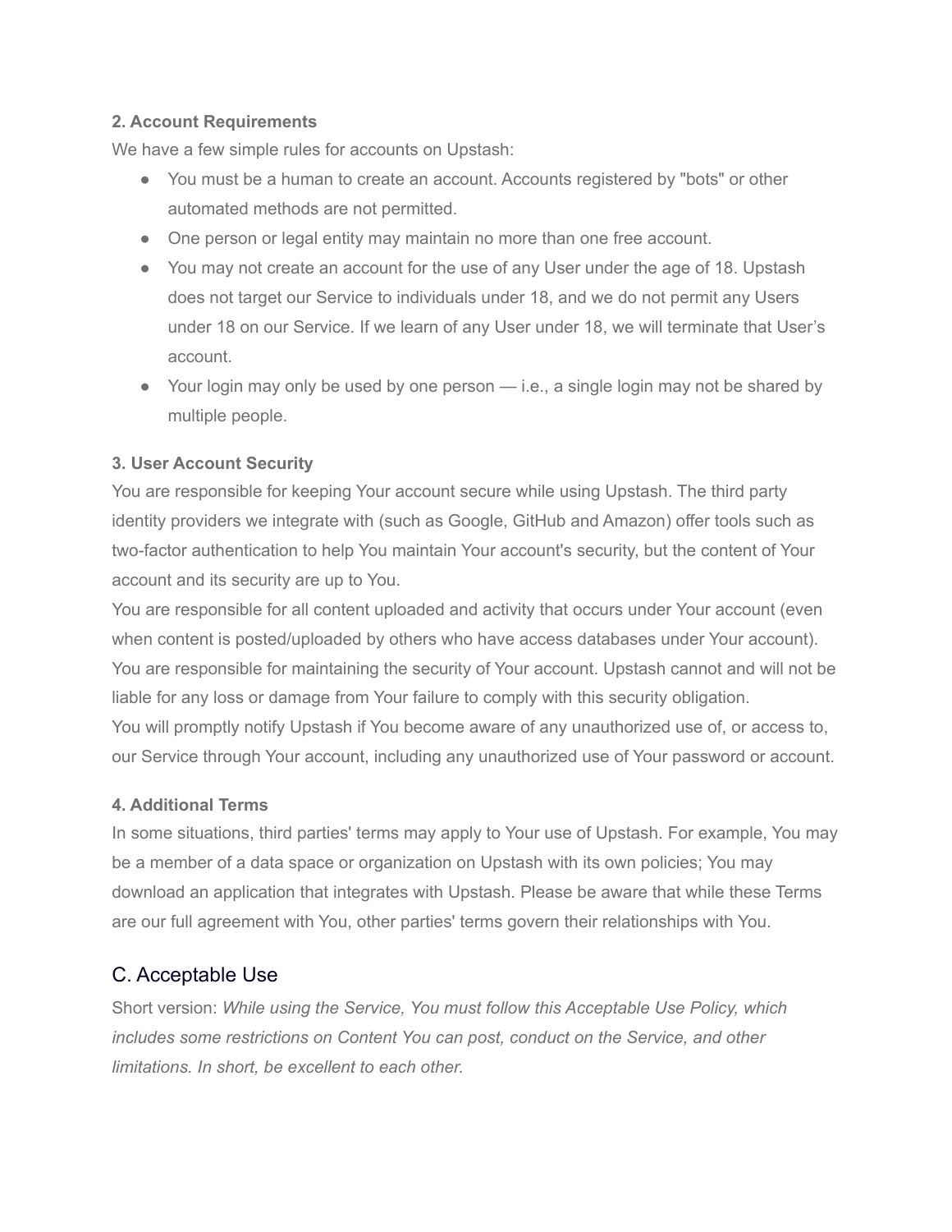**2. Account Requirements**

We have a few simple rules for accounts on Upstash:

- You must be a human to create an account. Accounts registered by "bots" or other automated methods are not permitted.
- One person or legal entity may maintain no more than one free account.
- You may not create an account for the use of any User under the age of 18. Upstash does not target our Service to individuals under 18, and we do not permit any Users under 18 on our Service. If we learn of any User under 18, we will terminate that User's account.
- Your login may only be used by one person — i.e., a single login may not be shared by multiple people.

**3. User Account Security**

You are responsible for keeping Your account secure while using Upstash. The third party identity providers we integrate with (such as Google, GitHub and Amazon) offer tools such as two-factor authentication to help You maintain Your account's security, but the content of Your account and its security are up to You.

You are responsible for all content uploaded and activity that occurs under Your account (even when content is posted/uploaded by others who have access databases under Your account). You are responsible for maintaining the security of Your account. Upstash cannot and will not be liable for any loss or damage from Your failure to comply with this security obligation.

You will promptly notify Upstash if You become aware of any unauthorized use of, or access to, our Service through Your account, including any unauthorized use of Your password or account.

**4. Additional Terms**

In some situations, third parties' terms may apply to Your use of Upstash. For example, You may be a member of a data space or organization on Upstash with its own policies; You may download an application that integrates with Upstash. Please be aware that while these Terms are our full agreement with You, other parties' terms govern their relationships with You.

## C. Acceptable Use

Short version: *While using the Service, You must follow this Acceptable Use Policy, which includes some restrictions on Content You can post, conduct on the Service, and other limitations. In short, be excellent to each other.*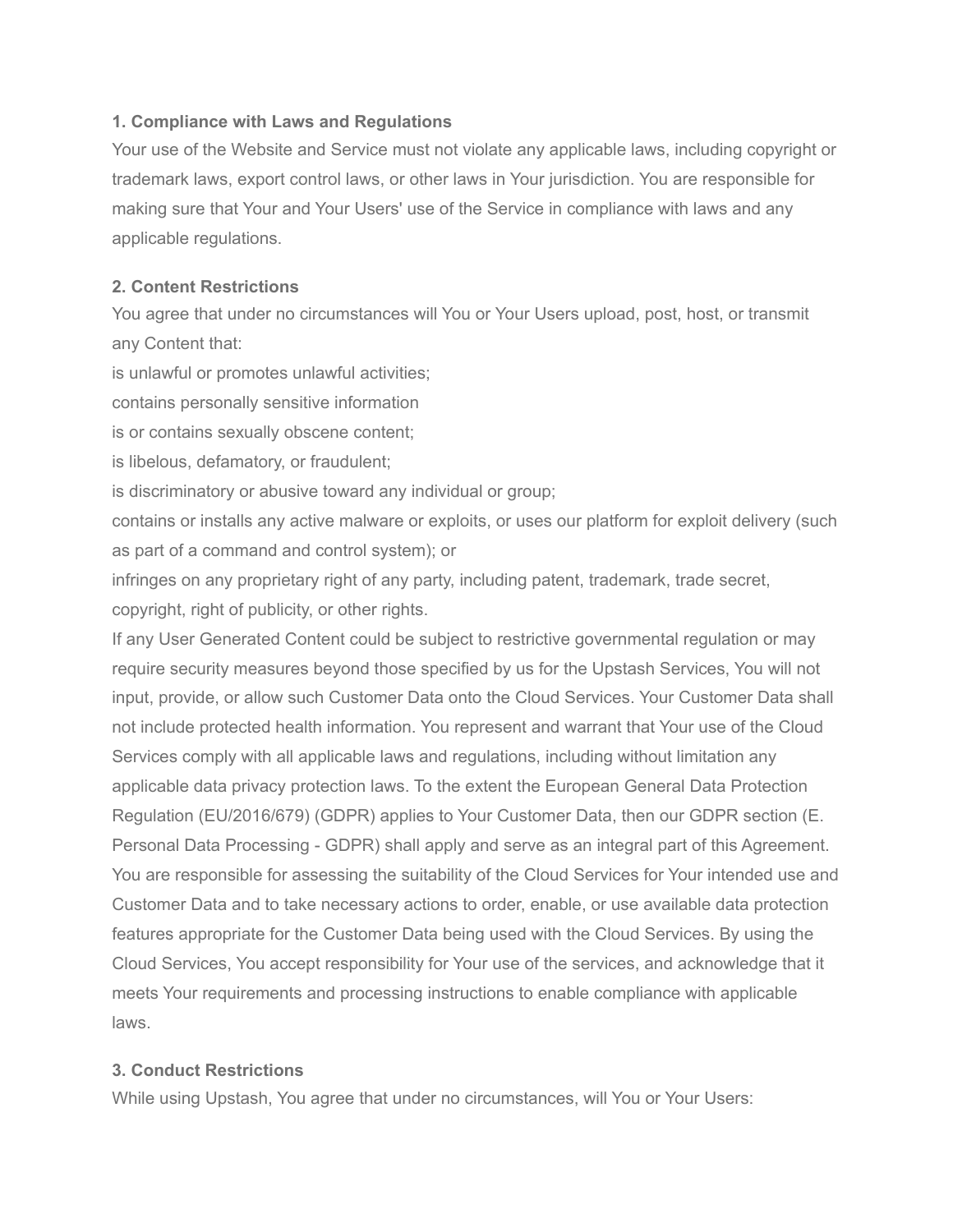**1. Compliance with Laws and Regulations**

Your use of the Website and Service must not violate any applicable laws, including copyright or trademark laws, export control laws, or other laws in Your jurisdiction. You are responsible for making sure that Your and Your Users' use of the Service in compliance with laws and any applicable regulations.

**2. Content Restrictions**

You agree that under no circumstances will You or Your Users upload, post, host, or transmit any Content that:

is unlawful or promotes unlawful activities;

contains personally sensitive information

is or contains sexually obscene content;

is libelous, defamatory, or fraudulent;

is discriminatory or abusive toward any individual or group;

contains or installs any active malware or exploits, or uses our platform for exploit delivery (such as part of a command and control system); or

infringes on any proprietary right of any party, including patent, trademark, trade secret, copyright, right of publicity, or other rights.

If any User Generated Content could be subject to restrictive governmental regulation or may require security measures beyond those specified by us for the Upstash Services, You will not input, provide, or allow such Customer Data onto the Cloud Services. Your Customer Data shall not include protected health information. You represent and warrant that Your use of the Cloud Services comply with all applicable laws and regulations, including without limitation any applicable data privacy protection laws. To the extent the European General Data Protection Regulation (EU/2016/679) (GDPR) applies to Your Customer Data, then our GDPR section (E. Personal Data Processing - GDPR) shall apply and serve as an integral part of this Agreement. You are responsible for assessing the suitability of the Cloud Services for Your intended use and Customer Data and to take necessary actions to order, enable, or use available data protection features appropriate for the Customer Data being used with the Cloud Services. By using the Cloud Services, You accept responsibility for Your use of the services, and acknowledge that it meets Your requirements and processing instructions to enable compliance with applicable laws.

**3. Conduct Restrictions**

While using Upstash, You agree that under no circumstances, will You or Your Users: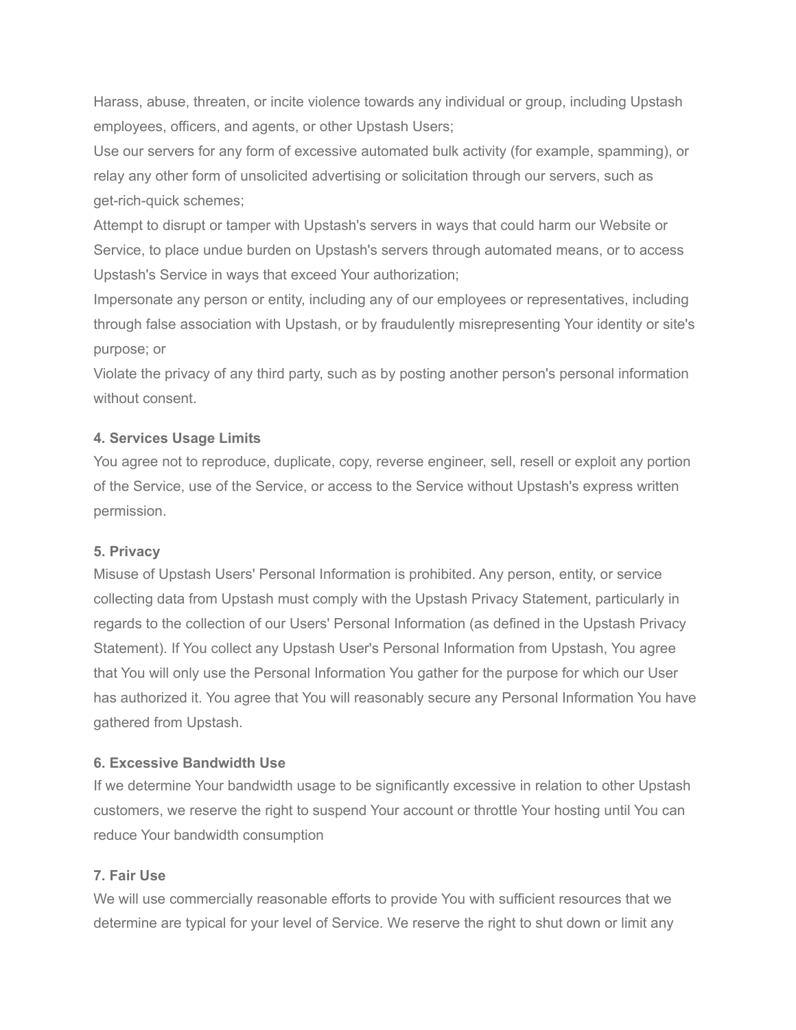Harass, abuse, threaten, or incite violence towards any individual or group, including Upstash employees, officers, and agents, or other Upstash Users;

Use our servers for any form of excessive automated bulk activity (for example, spamming), or relay any other form of unsolicited advertising or solicitation through our servers, such as get-rich-quick schemes;

Attempt to disrupt or tamper with Upstash's servers in ways that could harm our Website or Service, to place undue burden on Upstash's servers through automated means, or to access Upstash's Service in ways that exceed Your authorization;

Impersonate any person or entity, including any of our employees or representatives, including through false association with Upstash, or by fraudulently misrepresenting Your identity or site's purpose; or

Violate the privacy of any third party, such as by posting another person's personal information without consent.

**4. Services Usage Limits**

You agree not to reproduce, duplicate, copy, reverse engineer, sell, resell or exploit any portion of the Service, use of the Service, or access to the Service without Upstash's express written permission.

**5. Privacy**

Misuse of Upstash Users' Personal Information is prohibited. Any person, entity, or service collecting data from Upstash must comply with the Upstash Privacy Statement, particularly in regards to the collection of our Users' Personal Information (as defined in the Upstash Privacy Statement). If You collect any Upstash User's Personal Information from Upstash, You agree that You will only use the Personal Information You gather for the purpose for which our User has authorized it. You agree that You will reasonably secure any Personal Information You have gathered from Upstash.

**6. Excessive Bandwidth Use**

If we determine Your bandwidth usage to be significantly excessive in relation to other Upstash customers, we reserve the right to suspend Your account or throttle Your hosting until You can reduce Your bandwidth consumption

**7. Fair Use**

We will use commercially reasonable efforts to provide You with sufficient resources that we determine are typical for your level of Service. We reserve the right to shut down or limit any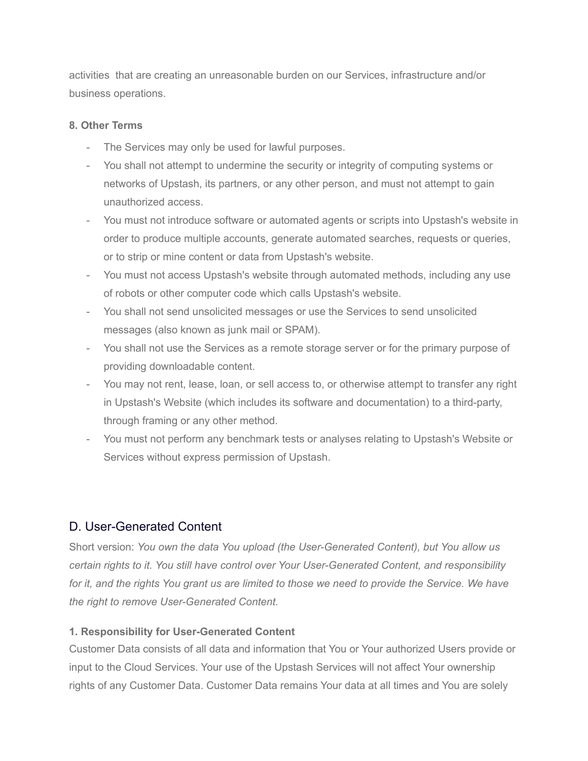activities  that are creating an unreasonable burden on our Services, infrastructure and/or business operations.

**8. Other Terms**

- The Services may only be used for lawful purposes.
- You shall not attempt to undermine the security or integrity of computing systems or networks of Upstash, its partners, or any other person, and must not attempt to gain unauthorized access.
- You must not introduce software or automated agents or scripts into Upstash's website in order to produce multiple accounts, generate automated searches, requests or queries, or to strip or mine content or data from Upstash's website.
- You must not access Upstash's website through automated methods, including any use of robots or other computer code which calls Upstash's website.
- You shall not send unsolicited messages or use the Services to send unsolicited messages (also known as junk mail or SPAM).
- You shall not use the Services as a remote storage server or for the primary purpose of providing downloadable content.
- You may not rent, lease, loan, or sell access to, or otherwise attempt to transfer any right in Upstash's Website (which includes its software and documentation) to a third-party, through framing or any other method.
- You must not perform any benchmark tests or analyses relating to Upstash's Website or Services without express permission of Upstash.

## D. User-Generated Content

Short version: *You own the data You upload (the User-Generated Content), but You allow us certain rights to it. You still have control over Your User-Generated Content, and responsibility for it, and the rights You grant us are limited to those we need to provide the Service. We have the right to remove User-Generated Content.*

**1. Responsibility for User-Generated Content**

Customer Data consists of all data and information that You or Your authorized Users provide or input to the Cloud Services. Your use of the Upstash Services will not affect Your ownership rights of any Customer Data. Customer Data remains Your data at all times and You are solely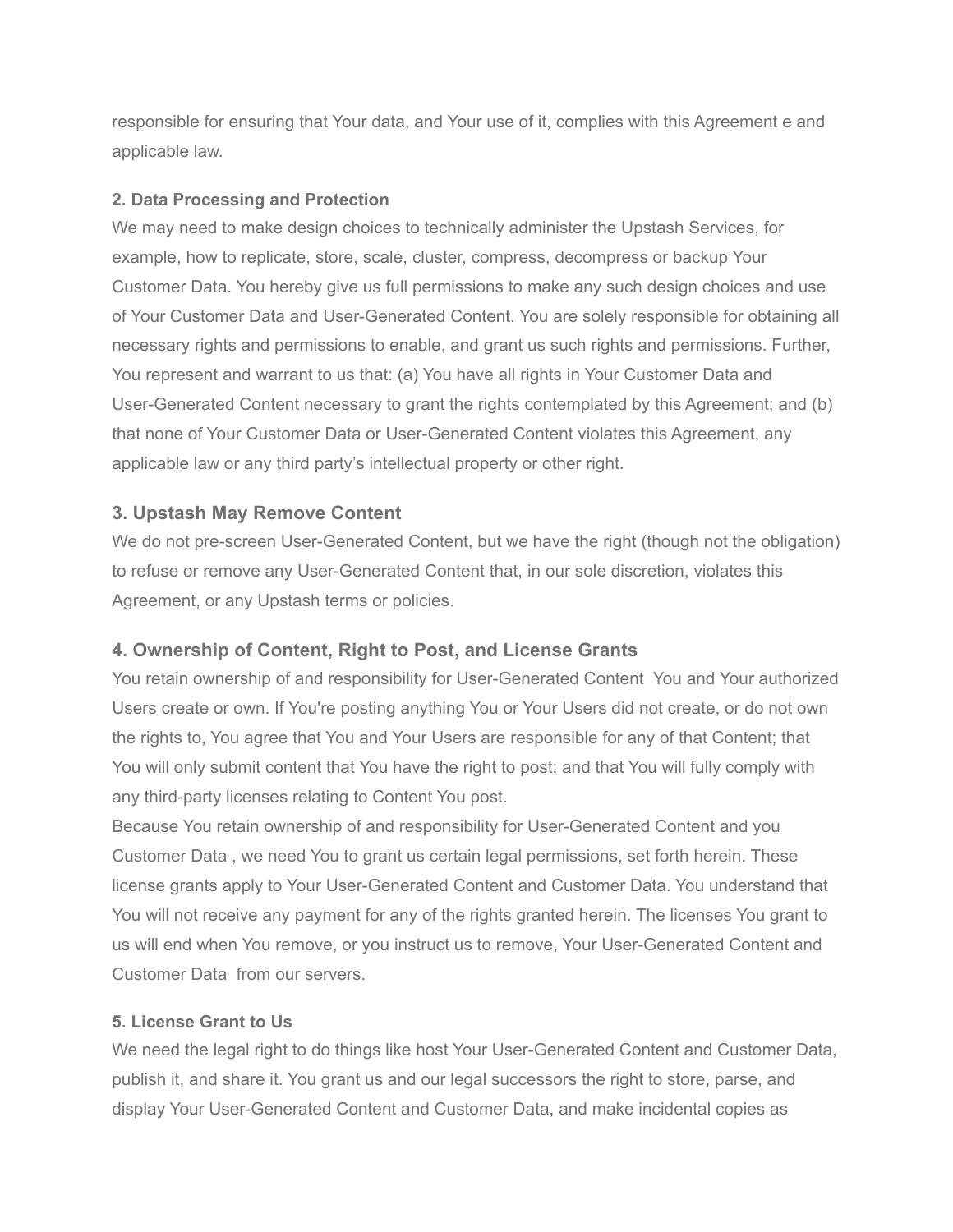responsible for ensuring that Your data, and Your use of it, complies with this Agreement e and applicable law.

**2. Data Processing and Protection**

We may need to make design choices to technically administer the Upstash Services, for example, how to replicate, store, scale, cluster, compress, decompress or backup Your Customer Data. You hereby give us full permissions to make any such design choices and use of Your Customer Data and User-Generated Content. You are solely responsible for obtaining all necessary rights and permissions to enable, and grant us such rights and permissions. Further, You represent and warrant to us that: (a) You have all rights in Your Customer Data and User-Generated Content necessary to grant the rights contemplated by this Agreement; and (b) that none of Your Customer Data or User-Generated Content violates this Agreement, any applicable law or any third party's intellectual property or other right.

### 3. Upstash May Remove Content

We do not pre-screen User-Generated Content, but we have the right (though not the obligation) to refuse or remove any User-Generated Content that, in our sole discretion, violates this Agreement, or any Upstash terms or policies.

### 4. Ownership of Content, Right to Post, and License Grants

You retain ownership of and responsibility for User-Generated Content  You and Your authorized Users create or own. If You're posting anything You or Your Users did not create, or do not own the rights to, You agree that You and Your Users are responsible for any of that Content; that You will only submit content that You have the right to post; and that You will fully comply with any third-party licenses relating to Content You post.

Because You retain ownership of and responsibility for User-Generated Content and you Customer Data , we need You to grant us certain legal permissions, set forth herein. These license grants apply to Your User-Generated Content and Customer Data. You understand that You will not receive any payment for any of the rights granted herein. The licenses You grant to us will end when You remove, or you instruct us to remove, Your User-Generated Content and Customer Data  from our servers.

**5. License Grant to Us**

We need the legal right to do things like host Your User-Generated Content and Customer Data, publish it, and share it. You grant us and our legal successors the right to store, parse, and display Your User-Generated Content and Customer Data, and make incidental copies as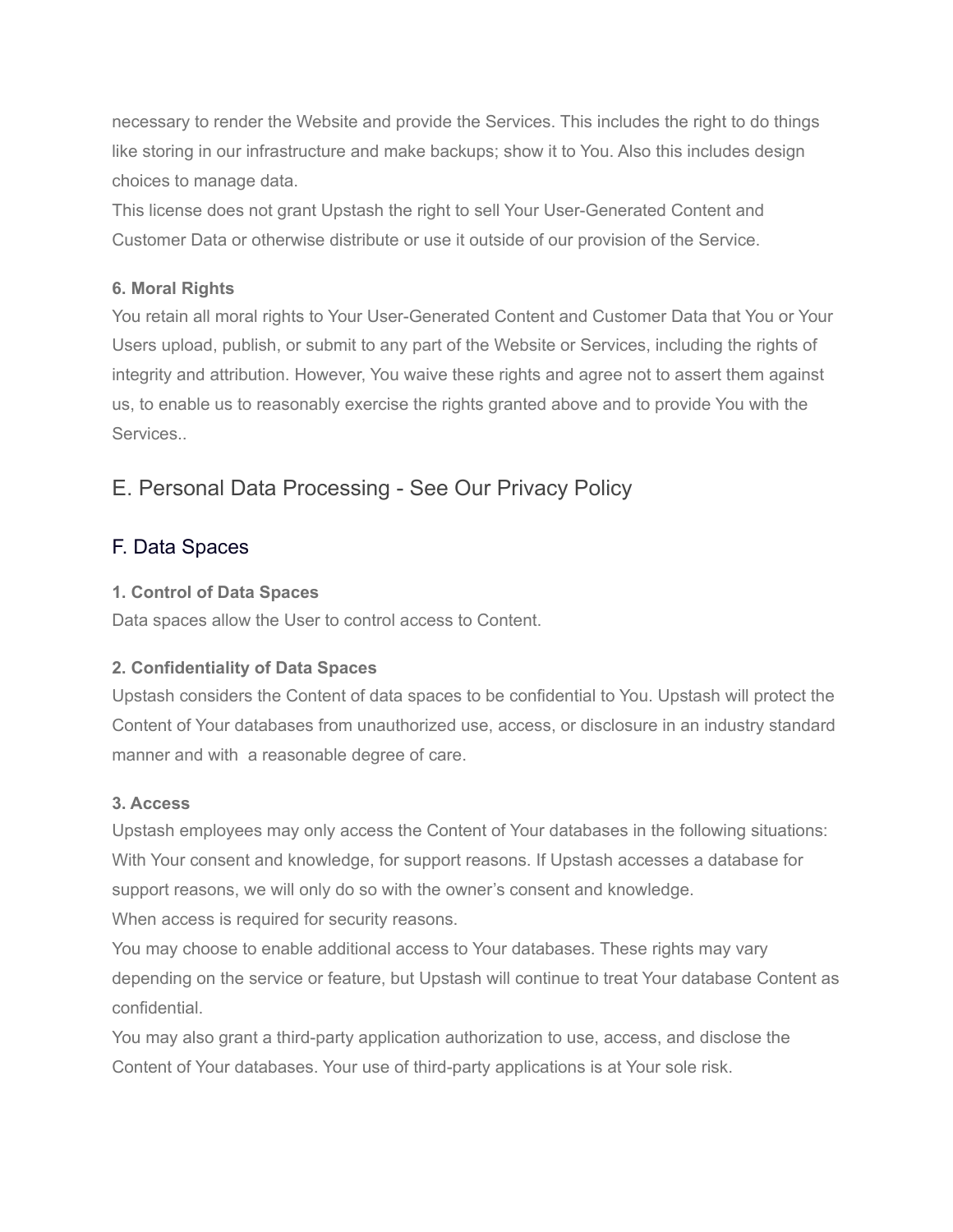necessary to render the Website and provide the Services. This includes the right to do things like storing in our infrastructure and make backups; show it to You. Also this includes design choices to manage data.
This license does not grant Upstash the right to sell Your User-Generated Content and Customer Data or otherwise distribute or use it outside of our provision of the Service.

**6. Moral Rights**
You retain all moral rights to Your User-Generated Content and Customer Data that You or Your Users upload, publish, or submit to any part of the Website or Services, including the rights of integrity and attribution. However, You waive these rights and agree not to assert them against us, to enable us to reasonably exercise the rights granted above and to provide You with the Services..

## E. Personal Data Processing - See Our Privacy Policy

## F. Data Spaces

**1. Control of Data Spaces**
Data spaces allow the User to control access to Content.

**2. Confidentiality of Data Spaces**
Upstash considers the Content of data spaces to be confidential to You. Upstash will protect the Content of Your databases from unauthorized use, access, or disclosure in an industry standard manner and with a reasonable degree of care.

**3. Access**
Upstash employees may only access the Content of Your databases in the following situations:
With Your consent and knowledge, for support reasons. If Upstash accesses a database for support reasons, we will only do so with the owner's consent and knowledge.
When access is required for security reasons.
You may choose to enable additional access to Your databases. These rights may vary depending on the service or feature, but Upstash will continue to treat Your database Content as confidential.
You may also grant a third-party application authorization to use, access, and disclose the Content of Your databases. Your use of third-party applications is at Your sole risk.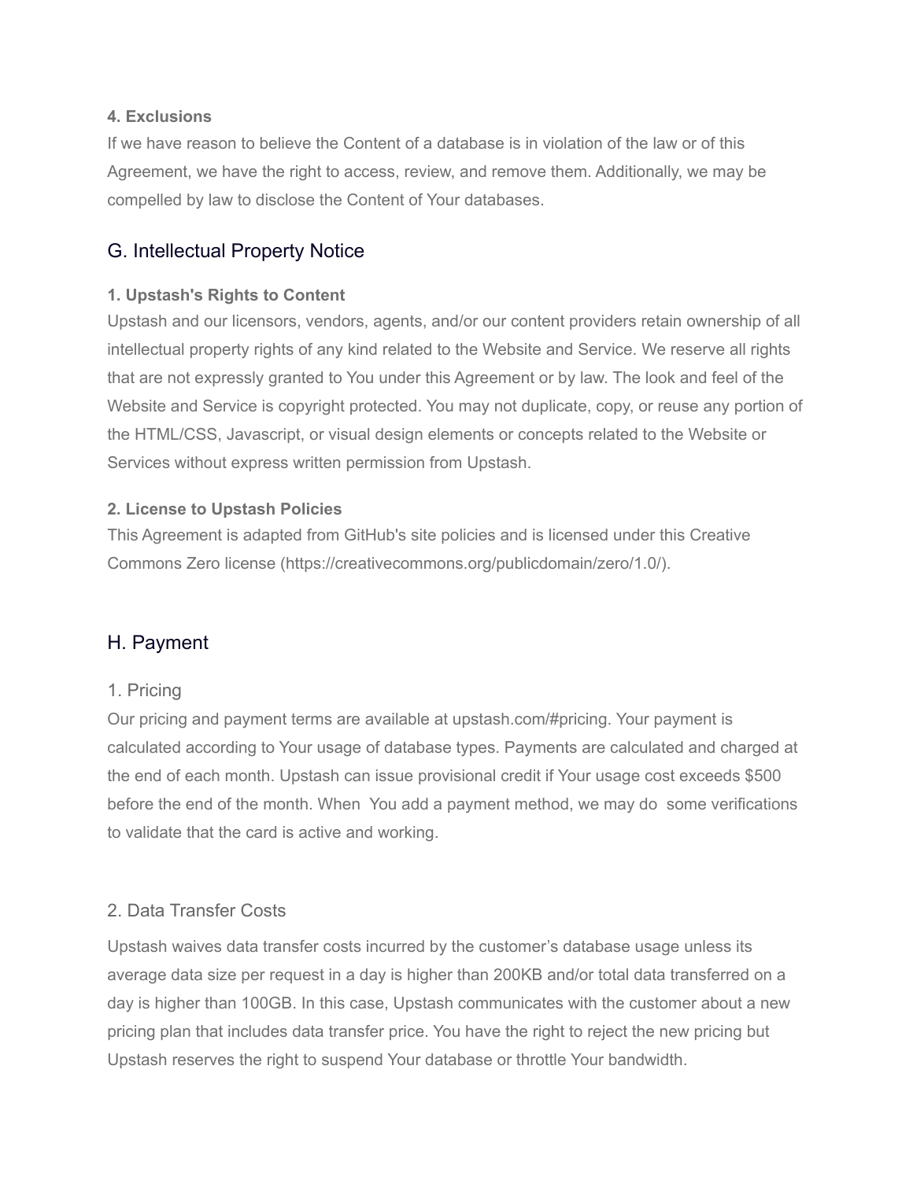**4. Exclusions**

If we have reason to believe the Content of a database is in violation of the law or of this Agreement, we have the right to access, review, and remove them. Additionally, we may be compelled by law to disclose the Content of Your databases.

## G. Intellectual Property Notice

**1. Upstash's Rights to Content**

Upstash and our licensors, vendors, agents, and/or our content providers retain ownership of all intellectual property rights of any kind related to the Website and Service. We reserve all rights that are not expressly granted to You under this Agreement or by law. The look and feel of the Website and Service is copyright protected. You may not duplicate, copy, or reuse any portion of the HTML/CSS, Javascript, or visual design elements or concepts related to the Website or Services without express written permission from Upstash.

**2. License to Upstash Policies**

This Agreement is adapted from GitHub's site policies and is licensed under this Creative Commons Zero license (https://creativecommons.org/publicdomain/zero/1.0/).

## H. Payment

### 1. Pricing

Our pricing and payment terms are available at upstash.com/#pricing. Your payment is calculated according to Your usage of database types. Payments are calculated and charged at the end of each month. Upstash can issue provisional credit if Your usage cost exceeds $500 before the end of the month. When You add a payment method, we may do some verifications to validate that the card is active and working.

### 2. Data Transfer Costs

Upstash waives data transfer costs incurred by the customer's database usage unless its average data size per request in a day is higher than 200KB and/or total data transferred on a day is higher than 100GB. In this case, Upstash communicates with the customer about a new pricing plan that includes data transfer price. You have the right to reject the new pricing but Upstash reserves the right to suspend Your database or throttle Your bandwidth.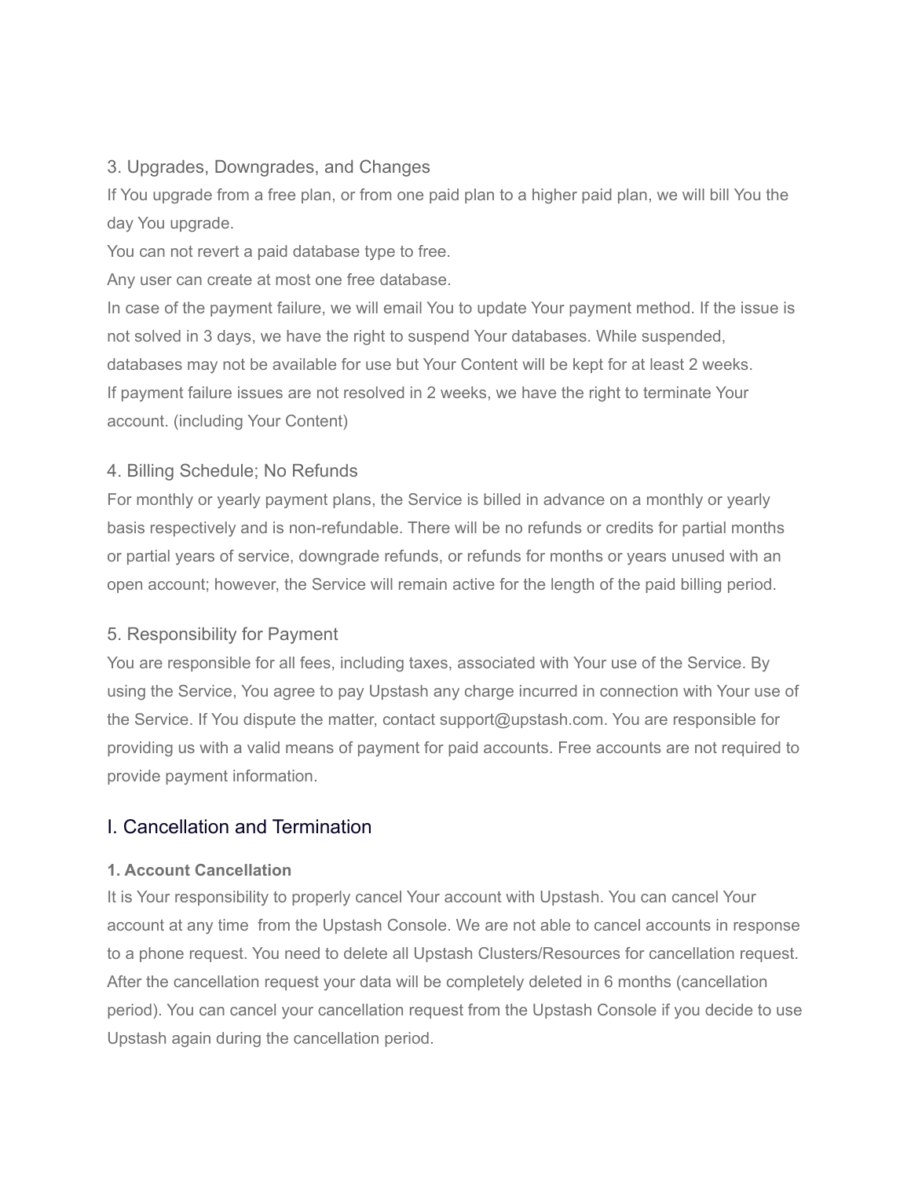### 3. Upgrades, Downgrades, and Changes

If You upgrade from a free plan, or from one paid plan to a higher paid plan, we will bill You the day You upgrade.

You can not revert a paid database type to free.

Any user can create at most one free database.

In case of the payment failure, we will email You to update Your payment method. If the issue is not solved in 3 days, we have the right to suspend Your databases. While suspended, databases may not be available for use but Your Content will be kept for at least 2 weeks.

If payment failure issues are not resolved in 2 weeks, we have the right to terminate Your account. (including Your Content)

### 4. Billing Schedule; No Refunds

For monthly or yearly payment plans, the Service is billed in advance on a monthly or yearly basis respectively and is non-refundable. There will be no refunds or credits for partial months or partial years of service, downgrade refunds, or refunds for months or years unused with an open account; however, the Service will remain active for the length of the paid billing period.

### 5. Responsibility for Payment

You are responsible for all fees, including taxes, associated with Your use of the Service. By using the Service, You agree to pay Upstash any charge incurred in connection with Your use of the Service. If You dispute the matter, contact support@upstash.com. You are responsible for providing us with a valid means of payment for paid accounts. Free accounts are not required to provide payment information.

## I. Cancellation and Termination

**1. Account Cancellation**

It is Your responsibility to properly cancel Your account with Upstash. You can cancel Your account at any time from the Upstash Console. We are not able to cancel accounts in response to a phone request. You need to delete all Upstash Clusters/Resources for cancellation request. After the cancellation request your data will be completely deleted in 6 months (cancellation period). You can cancel your cancellation request from the Upstash Console if you decide to use Upstash again during the cancellation period.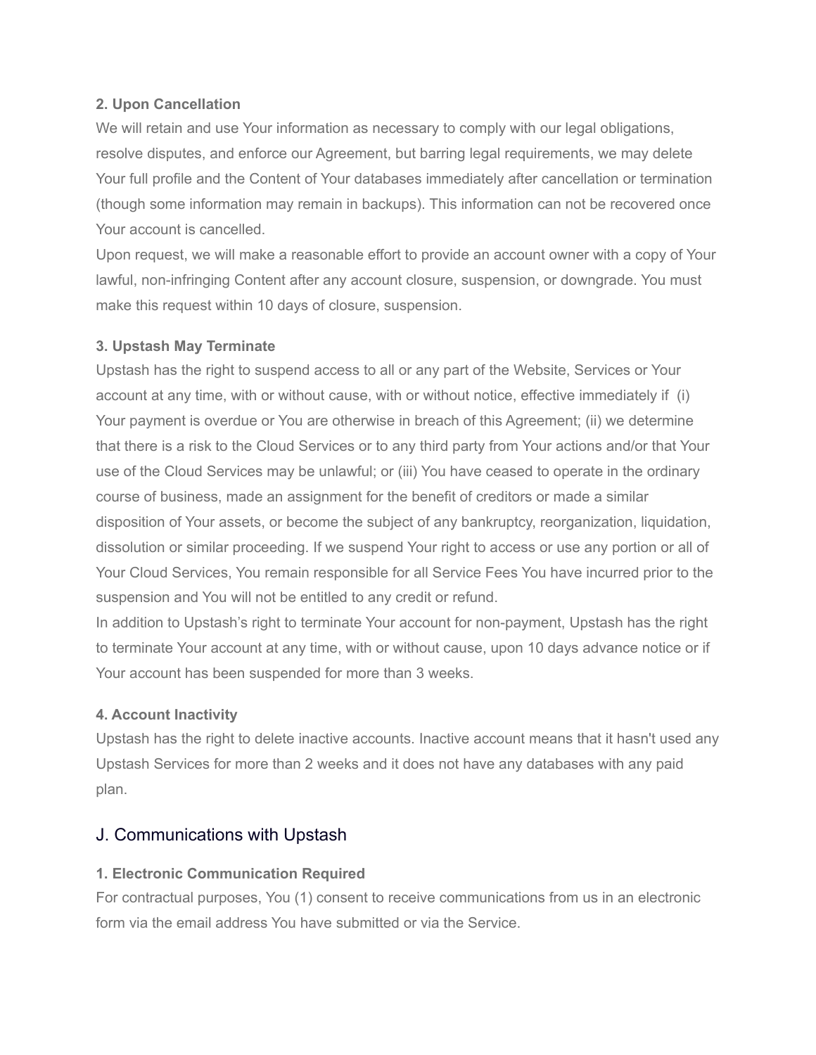**2. Upon Cancellation**

We will retain and use Your information as necessary to comply with our legal obligations, resolve disputes, and enforce our Agreement, but barring legal requirements, we may delete Your full profile and the Content of Your databases immediately after cancellation or termination (though some information may remain in backups). This information can not be recovered once Your account is cancelled.

Upon request, we will make a reasonable effort to provide an account owner with a copy of Your lawful, non-infringing Content after any account closure, suspension, or downgrade. You must make this request within 10 days of closure, suspension.

**3. Upstash May Terminate**

Upstash has the right to suspend access to all or any part of the Website, Services or Your account at any time, with or without cause, with or without notice, effective immediately if (i) Your payment is overdue or You are otherwise in breach of this Agreement; (ii) we determine that there is a risk to the Cloud Services or to any third party from Your actions and/or that Your use of the Cloud Services may be unlawful; or (iii) You have ceased to operate in the ordinary course of business, made an assignment for the benefit of creditors or made a similar disposition of Your assets, or become the subject of any bankruptcy, reorganization, liquidation, dissolution or similar proceeding. If we suspend Your right to access or use any portion or all of Your Cloud Services, You remain responsible for all Service Fees You have incurred prior to the suspension and You will not be entitled to any credit or refund.

In addition to Upstash's right to terminate Your account for non-payment, Upstash has the right to terminate Your account at any time, with or without cause, upon 10 days advance notice or if Your account has been suspended for more than 3 weeks.

**4. Account Inactivity**

Upstash has the right to delete inactive accounts. Inactive account means that it hasn't used any Upstash Services for more than 2 weeks and it does not have any databases with any paid plan.

## J. Communications with Upstash

**1. Electronic Communication Required**

For contractual purposes, You (1) consent to receive communications from us in an electronic form via the email address You have submitted or via the Service.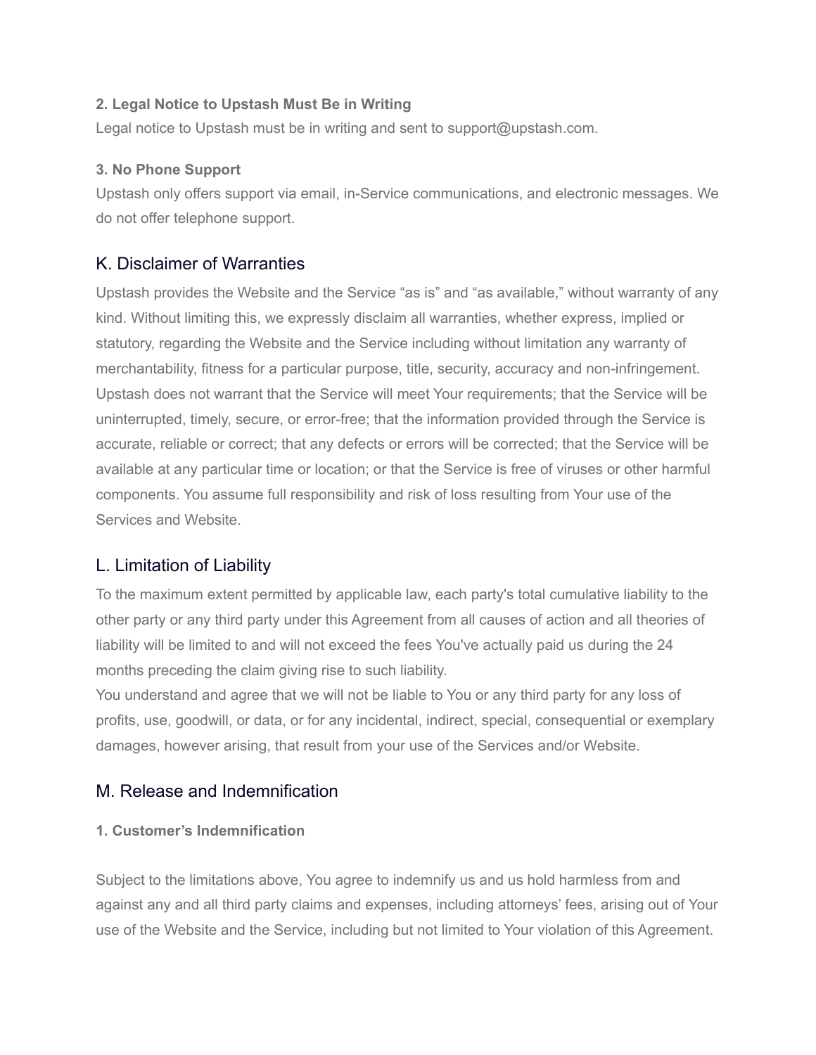**2. Legal Notice to Upstash Must Be in Writing**

Legal notice to Upstash must be in writing and sent to support@upstash.com.

**3. No Phone Support**

Upstash only offers support via email, in-Service communications, and electronic messages. We do not offer telephone support.

## K. Disclaimer of Warranties

Upstash provides the Website and the Service “as is” and “as available,” without warranty of any kind. Without limiting this, we expressly disclaim all warranties, whether express, implied or statutory, regarding the Website and the Service including without limitation any warranty of merchantability, fitness for a particular purpose, title, security, accuracy and non-infringement. Upstash does not warrant that the Service will meet Your requirements; that the Service will be uninterrupted, timely, secure, or error-free; that the information provided through the Service is accurate, reliable or correct; that any defects or errors will be corrected; that the Service will be available at any particular time or location; or that the Service is free of viruses or other harmful components. You assume full responsibility and risk of loss resulting from Your use of the Services and Website.

## L. Limitation of Liability

To the maximum extent permitted by applicable law, each party's total cumulative liability to the other party or any third party under this Agreement from all causes of action and all theories of liability will be limited to and will not exceed the fees You've actually paid us during the 24 months preceding the claim giving rise to such liability.

You understand and agree that we will not be liable to You or any third party for any loss of profits, use, goodwill, or data, or for any incidental, indirect, special, consequential or exemplary damages, however arising, that result from your use of the Services and/or Website.

## M. Release and Indemnification

**1. Customer’s Indemnification**

Subject to the limitations above, You agree to indemnify us and us hold harmless from and against any and all third party claims and expenses, including attorneys’ fees, arising out of Your use of the Website and the Service, including but not limited to Your violation of this Agreement.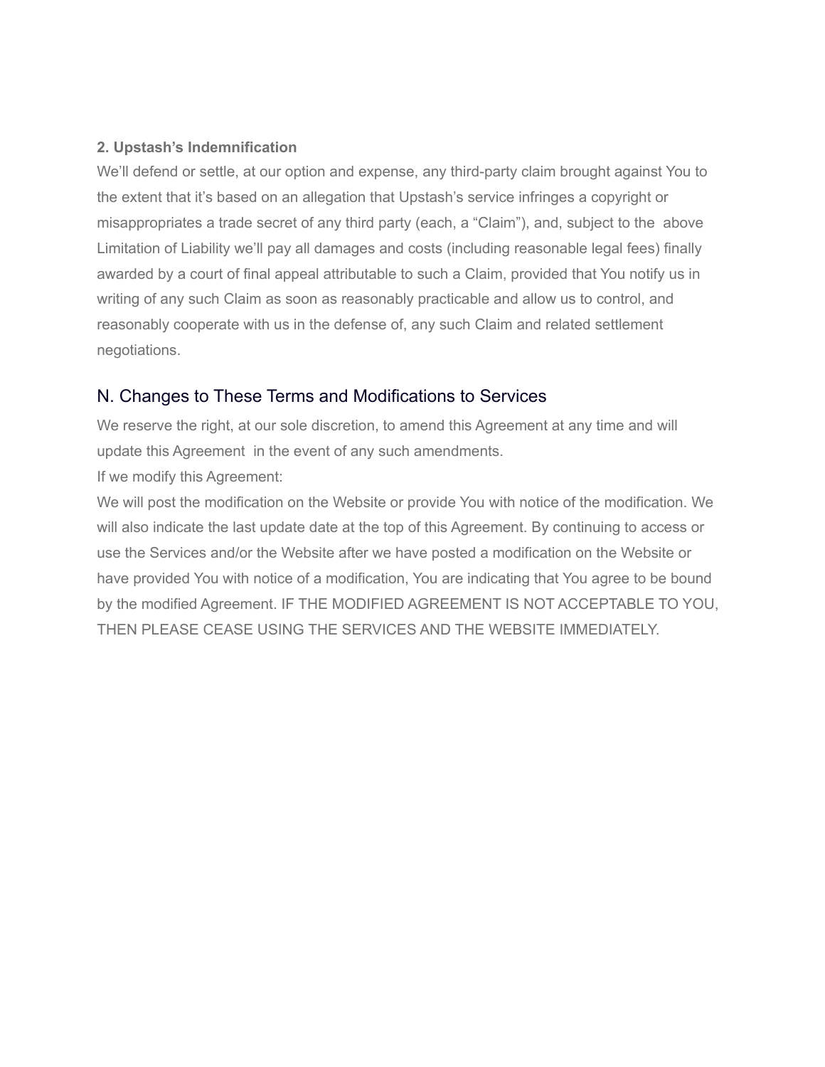**2. Upstash's Indemnification**

We'll defend or settle, at our option and expense, any third-party claim brought against You to the extent that it's based on an allegation that Upstash's service infringes a copyright or misappropriates a trade secret of any third party (each, a "Claim"), and, subject to the above Limitation of Liability we'll pay all damages and costs (including reasonable legal fees) finally awarded by a court of final appeal attributable to such a Claim, provided that You notify us in writing of any such Claim as soon as reasonably practicable and allow us to control, and reasonably cooperate with us in the defense of, any such Claim and related settlement negotiations.

## N. Changes to These Terms and Modifications to Services

We reserve the right, at our sole discretion, to amend this Agreement at any time and will update this Agreement in the event of any such amendments.

If we modify this Agreement:

We will post the modification on the Website or provide You with notice of the modification. We will also indicate the last update date at the top of this Agreement. By continuing to access or use the Services and/or the Website after we have posted a modification on the Website or have provided You with notice of a modification, You are indicating that You agree to be bound by the modified Agreement. IF THE MODIFIED AGREEMENT IS NOT ACCEPTABLE TO YOU, THEN PLEASE CEASE USING THE SERVICES AND THE WEBSITE IMMEDIATELY.